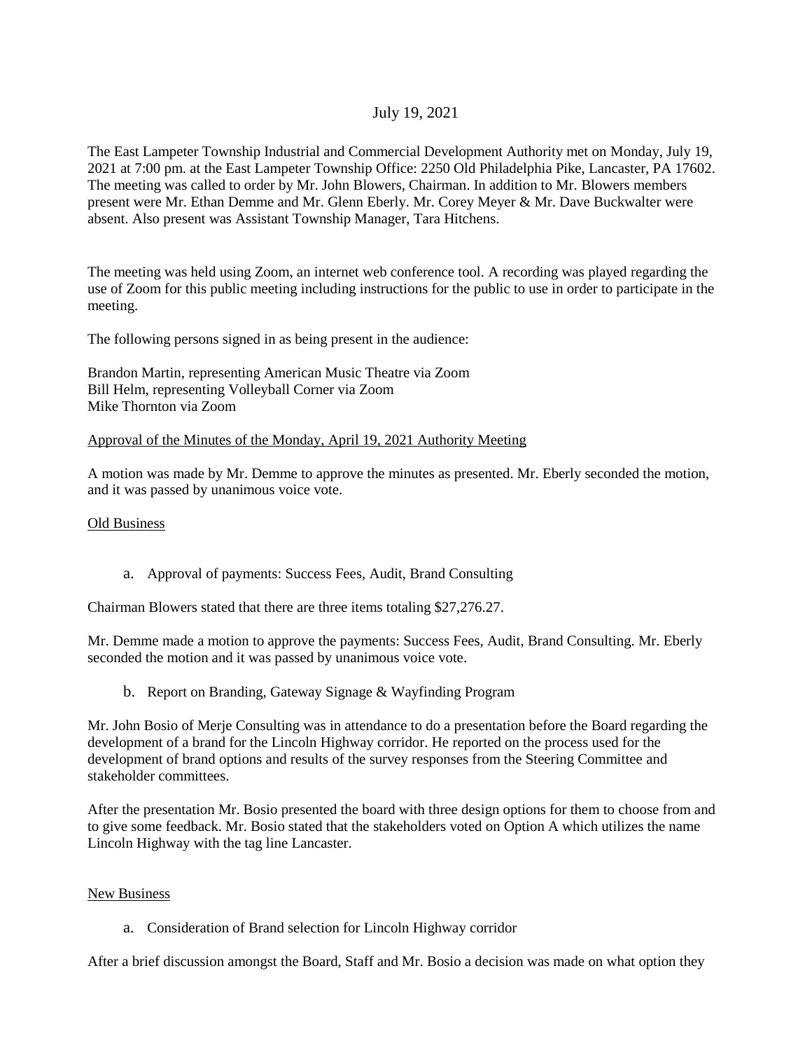July 19, 2021

The East Lampeter Township Industrial and Commercial Development Authority met on Monday, July 19, 2021 at 7:00 pm. at the East Lampeter Township Office: 2250 Old Philadelphia Pike, Lancaster, PA 17602. The meeting was called to order by Mr. John Blowers, Chairman. In addition to Mr. Blowers members present were Mr. Ethan Demme and Mr. Glenn Eberly. Mr. Corey Meyer & Mr. Dave Buckwalter were absent. Also present was Assistant Township Manager, Tara Hitchens.

The meeting was held using Zoom, an internet web conference tool. A recording was played regarding the use of Zoom for this public meeting including instructions for the public to use in order to participate in the meeting.

The following persons signed in as being present in the audience:

Brandon Martin, representing American Music Theatre via Zoom
Bill Helm, representing Volleyball Corner via Zoom
Mike Thornton via Zoom

<u>Approval of the Minutes of the Monday, April 19, 2021 Authority Meeting</u>

A motion was made by Mr. Demme to approve the minutes as presented. Mr. Eberly seconded the motion, and it was passed by unanimous voice vote.

<u>Old Business</u>

a. Approval of payments: Success Fees, Audit, Brand Consulting

Chairman Blowers stated that there are three items totaling $27,276.27.

Mr. Demme made a motion to approve the payments: Success Fees, Audit, Brand Consulting. Mr. Eberly seconded the motion and it was passed by unanimous voice vote.

b. Report on Branding, Gateway Signage & Wayfinding Program

Mr. John Bosio of Merje Consulting was in attendance to do a presentation before the Board regarding the development of a brand for the Lincoln Highway corridor. He reported on the process used for the development of brand options and results of the survey responses from the Steering Committee and stakeholder committees.

After the presentation Mr. Bosio presented the board with three design options for them to choose from and to give some feedback. Mr. Bosio stated that the stakeholders voted on Option A which utilizes the name Lincoln Highway with the tag line Lancaster.

<u>New Business</u>

a. Consideration of Brand selection for Lincoln Highway corridor

After a brief discussion amongst the Board, Staff and Mr. Bosio a decision was made on what option they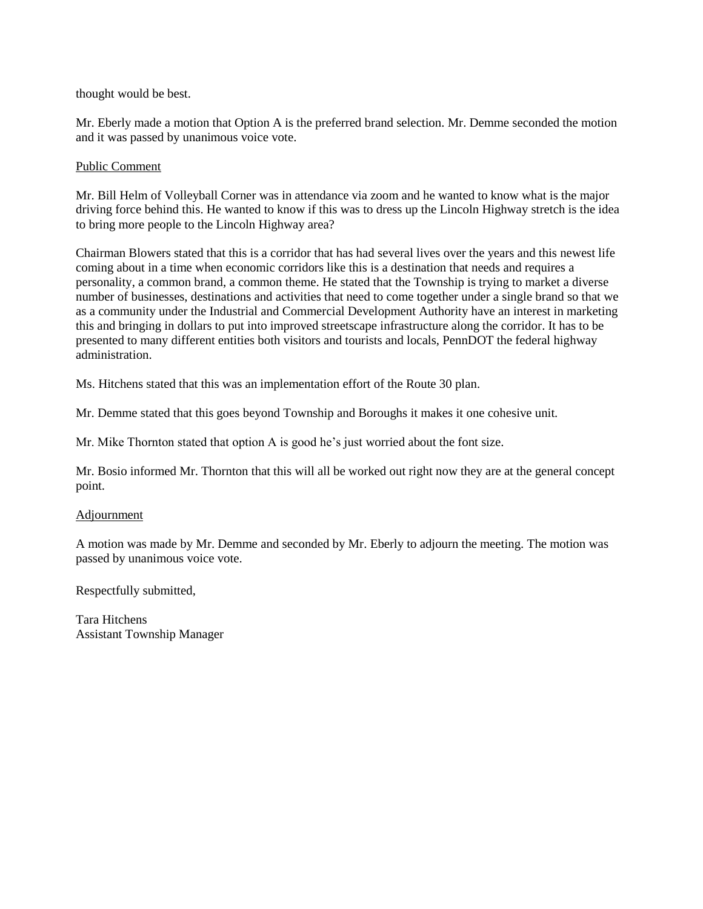thought would be best.

Mr. Eberly made a motion that Option A is the preferred brand selection. Mr. Demme seconded the motion and it was passed by unanimous voice vote.

<u>Public Comment</u>

Mr. Bill Helm of Volleyball Corner was in attendance via zoom and he wanted to know what is the major driving force behind this. He wanted to know if this was to dress up the Lincoln Highway stretch is the idea to bring more people to the Lincoln Highway area?

Chairman Blowers stated that this is a corridor that has had several lives over the years and this newest life coming about in a time when economic corridors like this is a destination that needs and requires a personality, a common brand, a common theme. He stated that the Township is trying to market a diverse number of businesses, destinations and activities that need to come together under a single brand so that we as a community under the Industrial and Commercial Development Authority have an interest in marketing this and bringing in dollars to put into improved streetscape infrastructure along the corridor. It has to be presented to many different entities both visitors and tourists and locals, PennDOT the federal highway administration.

Ms. Hitchens stated that this was an implementation effort of the Route 30 plan.

Mr. Demme stated that this goes beyond Township and Boroughs it makes it one cohesive unit.

Mr. Mike Thornton stated that option A is good he's just worried about the font size.

Mr. Bosio informed Mr. Thornton that this will all be worked out right now they are at the general concept point.

<u>Adjournment</u>

A motion was made by Mr. Demme and seconded by Mr. Eberly to adjourn the meeting. The motion was passed by unanimous voice vote.

Respectfully submitted,

Tara Hitchens
Assistant Township Manager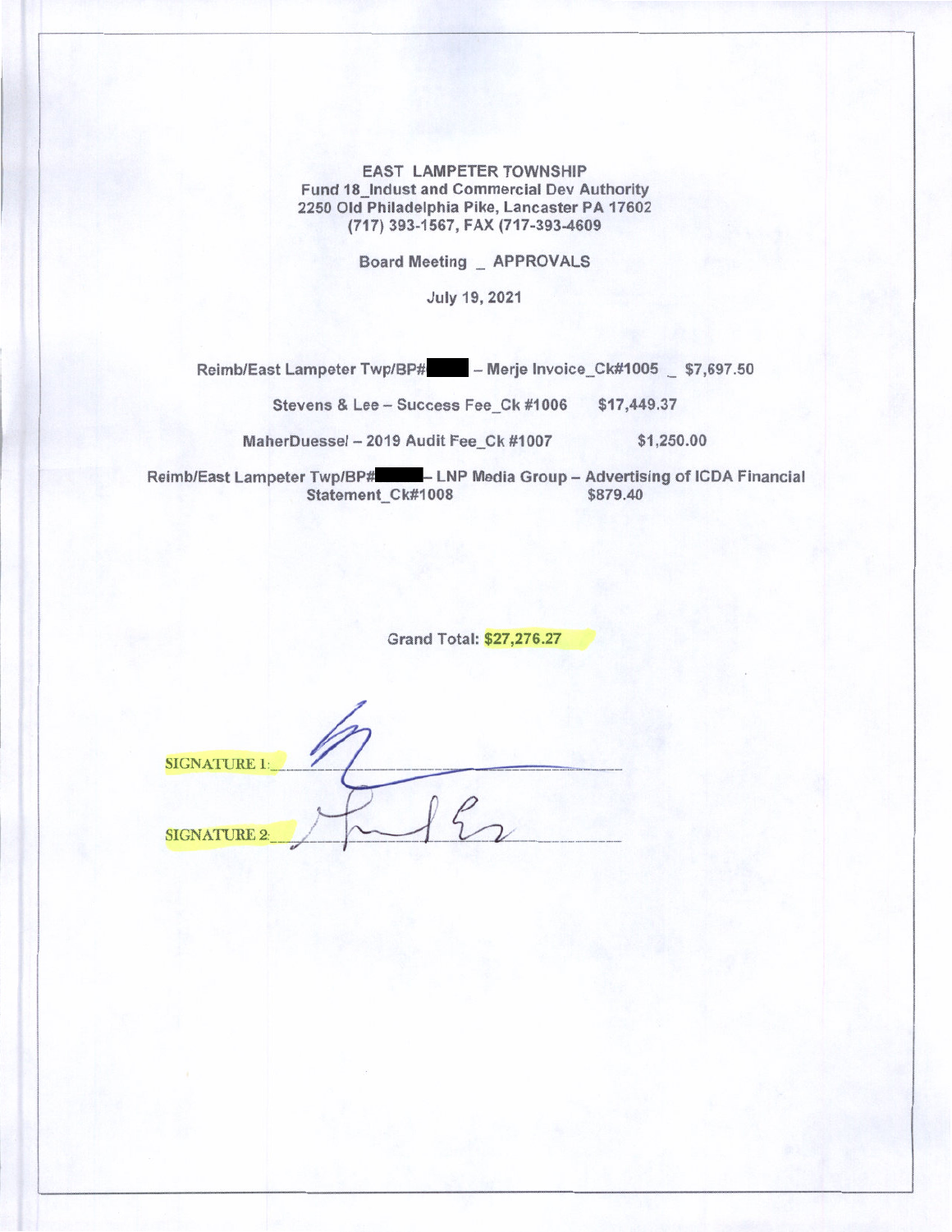EAST LAMPETER TOWNSHIP
Fund 18_Indust and Commercial Dev Authority
2250 Old Philadelphia Pike, Lancaster PA 17602
(717) 393-1567, FAX (717-393-4609

Board Meeting _ APPROVALS

July 19, 2021

Reimb/East Lampeter Twp/BP#█████ – Merje Invoice_Ck#1005 _ $7,697.50

Stevens & Lee – Success Fee_Ck #1006 $17,449.37

MaherDuessel – 2019 Audit Fee_Ck #1007 $1,250.00

Reimb/East Lampeter Twp/BP#█████– LNP Media Group – Advertising of ICDA Financial Statement_Ck#1008 $879.40

Grand Total: **$27,276.27**

SIGNATURE 1: ______________________

SIGNATURE 2: ______________________